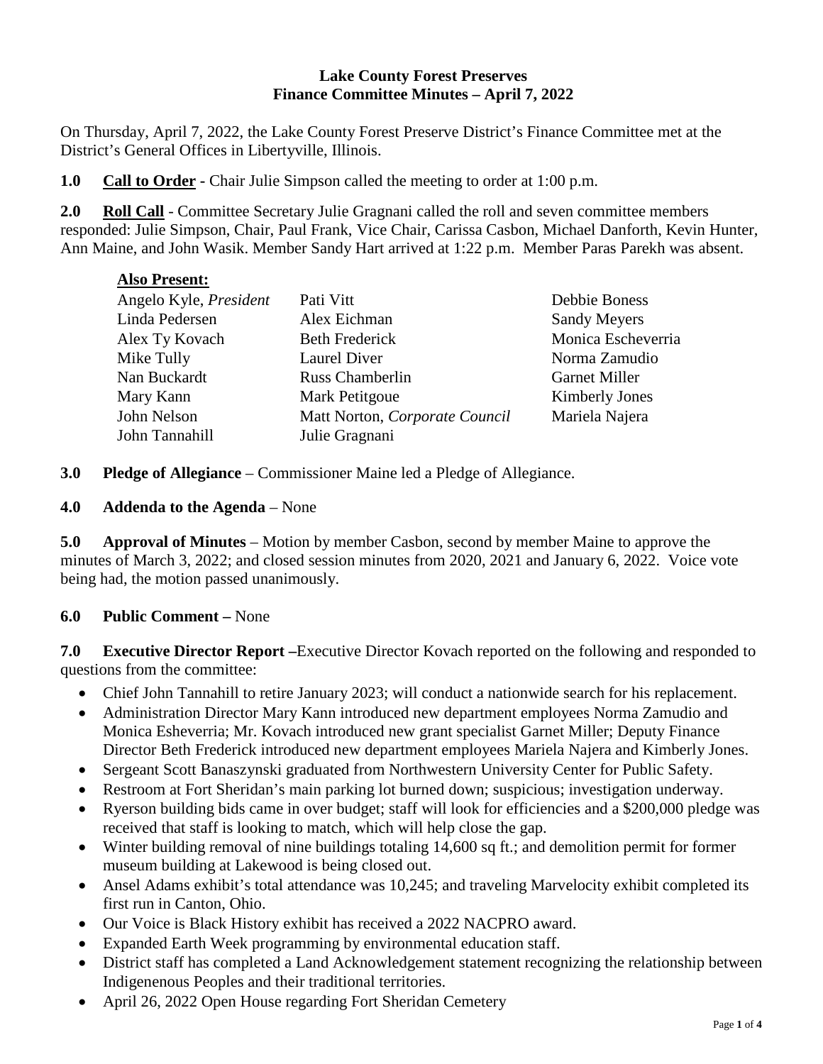**Lake County Forest Preserves**
**Finance Committee Minutes – April 7, 2022**

On Thursday, April 7, 2022, the Lake County Forest Preserve District's Finance Committee met at the District's General Offices in Libertyville, Illinois.

**1.0 Call to Order -** Chair Julie Simpson called the meeting to order at 1:00 p.m.

**2.0 Roll Call** - Committee Secretary Julie Gragnani called the roll and seven committee members responded: Julie Simpson, Chair, Paul Frank, Vice Chair, Carissa Casbon, Michael Danforth, Kevin Hunter, Ann Maine, and John Wasik. Member Sandy Hart arrived at 1:22 p.m. Member Paras Parekh was absent.

**Also Present:**

| | | |
|---|---|---|
| Angelo Kyle, *President* | Pati Vitt | Debbie Boness |
| Linda Pedersen | Alex Eichman | Sandy Meyers |
| Alex Ty Kovach | Beth Frederick | Monica Escheverria |
| Mike Tully | Laurel Diver | Norma Zamudio |
| Nan Buckardt | Russ Chamberlin | Garnet Miller |
| Mary Kann | Mark Petitgoue | Kimberly Jones |
| John Nelson | Matt Norton, *Corporate Council* | Mariela Najera |
| John Tannahill | Julie Gragnani | |

**3.0 Pledge of Allegiance** – Commissioner Maine led a Pledge of Allegiance.

**4.0 Addenda to the Agenda** – None

**5.0 Approval of Minutes** – Motion by member Casbon, second by member Maine to approve the minutes of March 3, 2022; and closed session minutes from 2020, 2021 and January 6, 2022. Voice vote being had, the motion passed unanimously.

**6.0 Public Comment –** None

**7.0 Executive Director Report –**Executive Director Kovach reported on the following and responded to questions from the committee:

- Chief John Tannahill to retire January 2023; will conduct a nationwide search for his replacement.
- Administration Director Mary Kann introduced new department employees Norma Zamudio and Monica Esheverria; Mr. Kovach introduced new grant specialist Garnet Miller; Deputy Finance Director Beth Frederick introduced new department employees Mariela Najera and Kimberly Jones.
- Sergeant Scott Banaszynski graduated from Northwestern University Center for Public Safety.
- Restroom at Fort Sheridan's main parking lot burned down; suspicious; investigation underway.
- Ryerson building bids came in over budget; staff will look for efficiencies and a $200,000 pledge was received that staff is looking to match, which will help close the gap.
- Winter building removal of nine buildings totaling 14,600 sq ft.; and demolition permit for former museum building at Lakewood is being closed out.
- Ansel Adams exhibit's total attendance was 10,245; and traveling Marvelocity exhibit completed its first run in Canton, Ohio.
- Our Voice is Black History exhibit has received a 2022 NACPRO award.
- Expanded Earth Week programming by environmental education staff.
- District staff has completed a Land Acknowledgement statement recognizing the relationship between Indigenenous Peoples and their traditional territories.
- April 26, 2022 Open House regarding Fort Sheridan Cemetery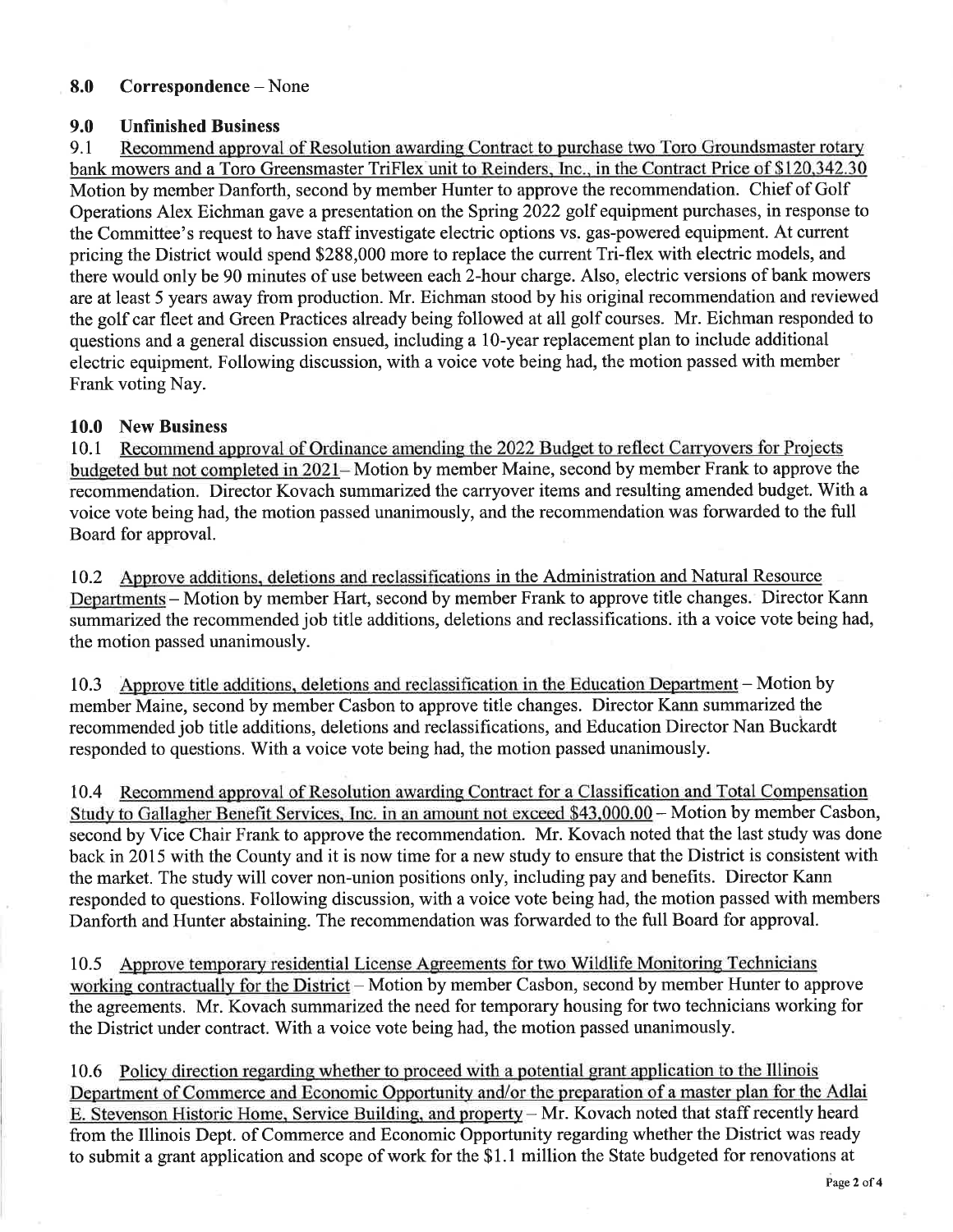## 8.0 Correspondence – None

## 9.0 Unfinished Business

9.1 Recommend approval of Resolution awarding Contract to purchase two Toro Groundsmaster rotary bank mowers and a Toro Greensmaster TriFlex unit to Reinders, Inc., in the Contract Price of $120,342.30 Motion by member Danforth, second by member Hunter to approve the recommendation. Chief of Golf Operations Alex Eichman gave a presentation on the Spring 2022 golf equipment purchases, in response to the Committee's request to have staff investigate electric options vs. gas-powered equipment. At current pricing the District would spend $288,000 more to replace the current Tri-flex with electric models, and there would only be 90 minutes of use between each 2-hour charge. Also, electric versions of bank mowers are at least 5 years away from production. Mr. Eichman stood by his original recommendation and reviewed the golf car fleet and Green Practices already being followed at all golf courses. Mr. Eichman responded to questions and a general discussion ensued, including a 10-year replacement plan to include additional electric equipment. Following discussion, with a voice vote being had, the motion passed with member Frank voting Nay.

## 10.0 New Business

10.1 Recommend approval of Ordinance amending the 2022 Budget to reflect Carryovers for Projects budgeted but not completed in 2021– Motion by member Maine, second by member Frank to approve the recommendation. Director Kovach summarized the carryover items and resulting amended budget. With a voice vote being had, the motion passed unanimously, and the recommendation was forwarded to the full Board for approval.

10.2 Approve additions, deletions and reclassifications in the Administration and Natural Resource Departments – Motion by member Hart, second by member Frank to approve title changes. Director Kann summarized the recommended job title additions, deletions and reclassifications. ith a voice vote being had, the motion passed unanimously.

10.3 Approve title additions, deletions and reclassification in the Education Department – Motion by member Maine, second by member Casbon to approve title changes. Director Kann summarized the recommended job title additions, deletions and reclassifications, and Education Director Nan Buckardt responded to questions. With a voice vote being had, the motion passed unanimously.

10.4 Recommend approval of Resolution awarding Contract for a Classification and Total Compensation Study to Gallagher Benefit Services, Inc. in an amount not exceed $43,000.00 – Motion by member Casbon, second by Vice Chair Frank to approve the recommendation. Mr. Kovach noted that the last study was done back in 2015 with the County and it is now time for a new study to ensure that the District is consistent with the market. The study will cover non-union positions only, including pay and benefits. Director Kann responded to questions. Following discussion, with a voice vote being had, the motion passed with members Danforth and Hunter abstaining. The recommendation was forwarded to the full Board for approval.

10.5 Approve temporary residential License Agreements for two Wildlife Monitoring Technicians working contractually for the District – Motion by member Casbon, second by member Hunter to approve the agreements. Mr. Kovach summarized the need for temporary housing for two technicians working for the District under contract. With a voice vote being had, the motion passed unanimously.

10.6 Policy direction regarding whether to proceed with a potential grant application to the Illinois Department of Commerce and Economic Opportunity and/or the preparation of a master plan for the Adlai E. Stevenson Historic Home, Service Building, and property – Mr. Kovach noted that staff recently heard from the Illinois Dept. of Commerce and Economic Opportunity regarding whether the District was ready to submit a grant application and scope of work for the $1.1 million the State budgeted for renovations at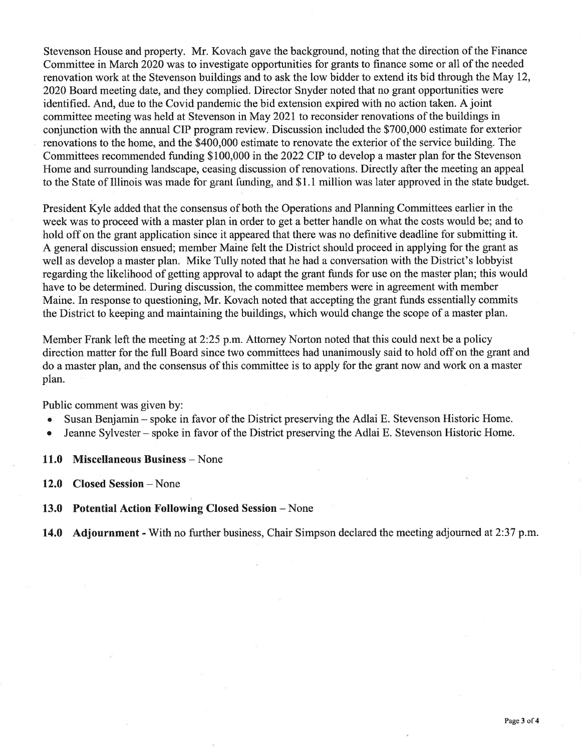Stevenson House and property. Mr. Kovach gave the background, noting that the direction of the Finance Committee in March 2020 was to investigate opportunities for grants to finance some or all of the needed renovation work at the Stevenson buildings and to ask the low bidder to extend its bid through the May 12, 2020 Board meeting date, and they complied. Director Snyder noted that no grant opportunities were identified. And, due to the Covid pandemic the bid extension expired with no action taken. A joint committee meeting was held at Stevenson in May 2021 to reconsider renovations of the buildings in conjunction with the annual CIP program review. Discussion included the $700,000 estimate for exterior renovations to the home, and the $400,000 estimate to renovate the exterior of the service building. The Committees recommended funding $100,000 in the 2022 CIP to develop a master plan for the Stevenson Home and surrounding landscape, ceasing discussion of renovations. Directly after the meeting an appeal to the State of Illinois was made for grant funding, and $1.1 million was later approved in the state budget.

President Kyle added that the consensus of both the Operations and Planning Committees earlier in the week was to proceed with a master plan in order to get a better handle on what the costs would be; and to hold off on the grant application since it appeared that there was no definitive deadline for submitting it. A general discussion ensued; member Maine felt the District should proceed in applying for the grant as well as develop a master plan. Mike Tully noted that he had a conversation with the District's lobbyist regarding the likelihood of getting approval to adapt the grant funds for use on the master plan; this would have to be determined. During discussion, the committee members were in agreement with member Maine. In response to questioning, Mr. Kovach noted that accepting the grant funds essentially commits the District to keeping and maintaining the buildings, which would change the scope of a master plan.

Member Frank left the meeting at 2:25 p.m. Attorney Norton noted that this could next be a policy direction matter for the full Board since two committees had unanimously said to hold off on the grant and do a master plan, and the consensus of this committee is to apply for the grant now and work on a master plan.

Public comment was given by:

- Susan Benjamin – spoke in favor of the District preserving the Adlai E. Stevenson Historic Home.
- Jeanne Sylvester – spoke in favor of the District preserving the Adlai E. Stevenson Historic Home.

**11.0 Miscellaneous Business** – None

**12.0 Closed Session** – None

**13.0 Potential Action Following Closed Session** – None

**14.0 Adjournment** - With no further business, Chair Simpson declared the meeting adjourned at 2:37 p.m.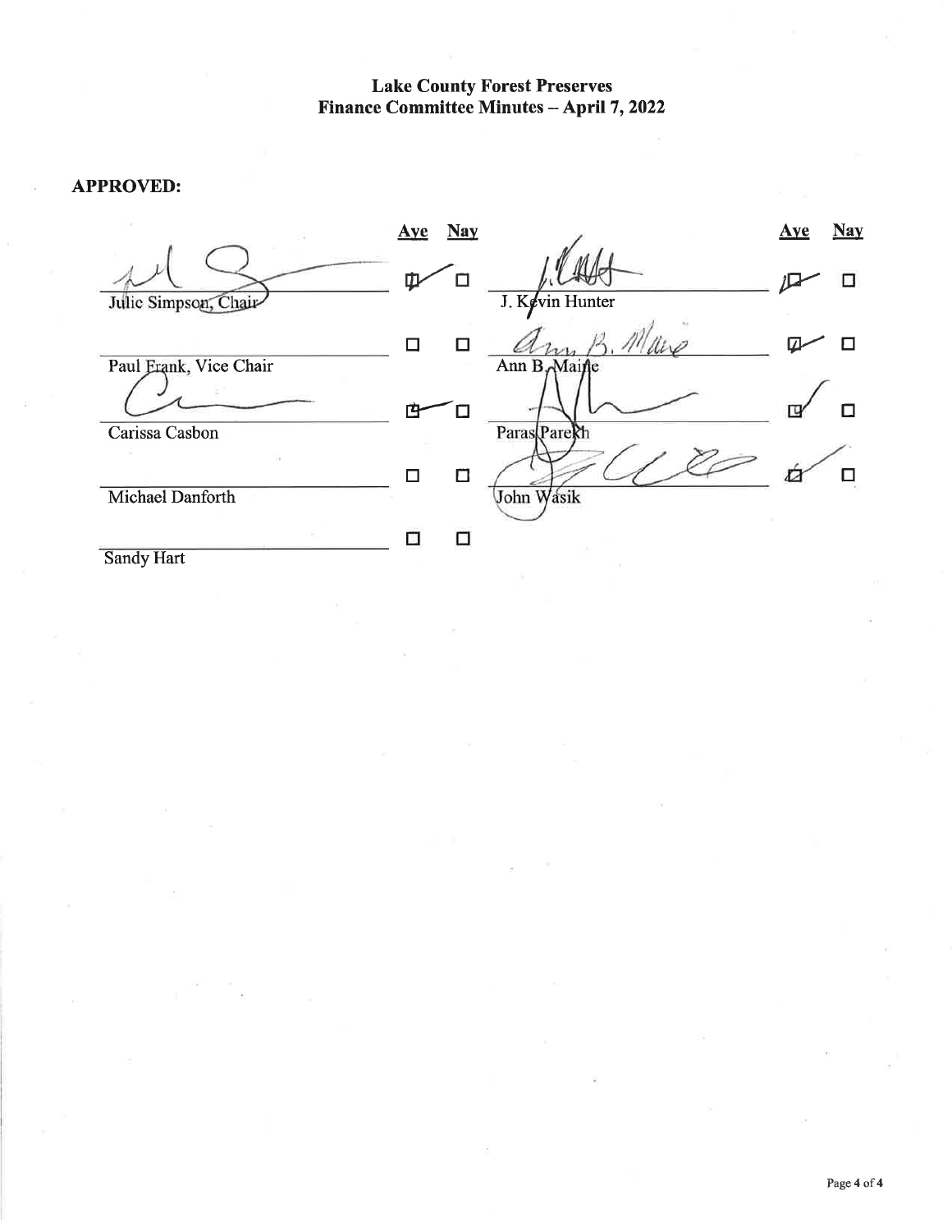**Lake County Forest Preserves**
**Finance Committee Minutes – April 7, 2022**

**APPROVED:**

| | Aye | Nay | | Aye | Nay |
|---|---|---|---|---|---|
| Julie Simpson, Chair | ☑ | ☐ | J. Kevin Hunter | ☑ | ☐ |
| Paul Frank, Vice Chair | ☐ | ☐ | Ann B. Maine | ☑ | ☐ |
| Carissa Casbon | ☑ | ☐ | Paras Parekh | ☑ | ☐ |
| Michael Danforth | ☐ | ☐ | John Wasik | ☑ | ☐ |
| Sandy Hart | ☐ | ☐ | | | |